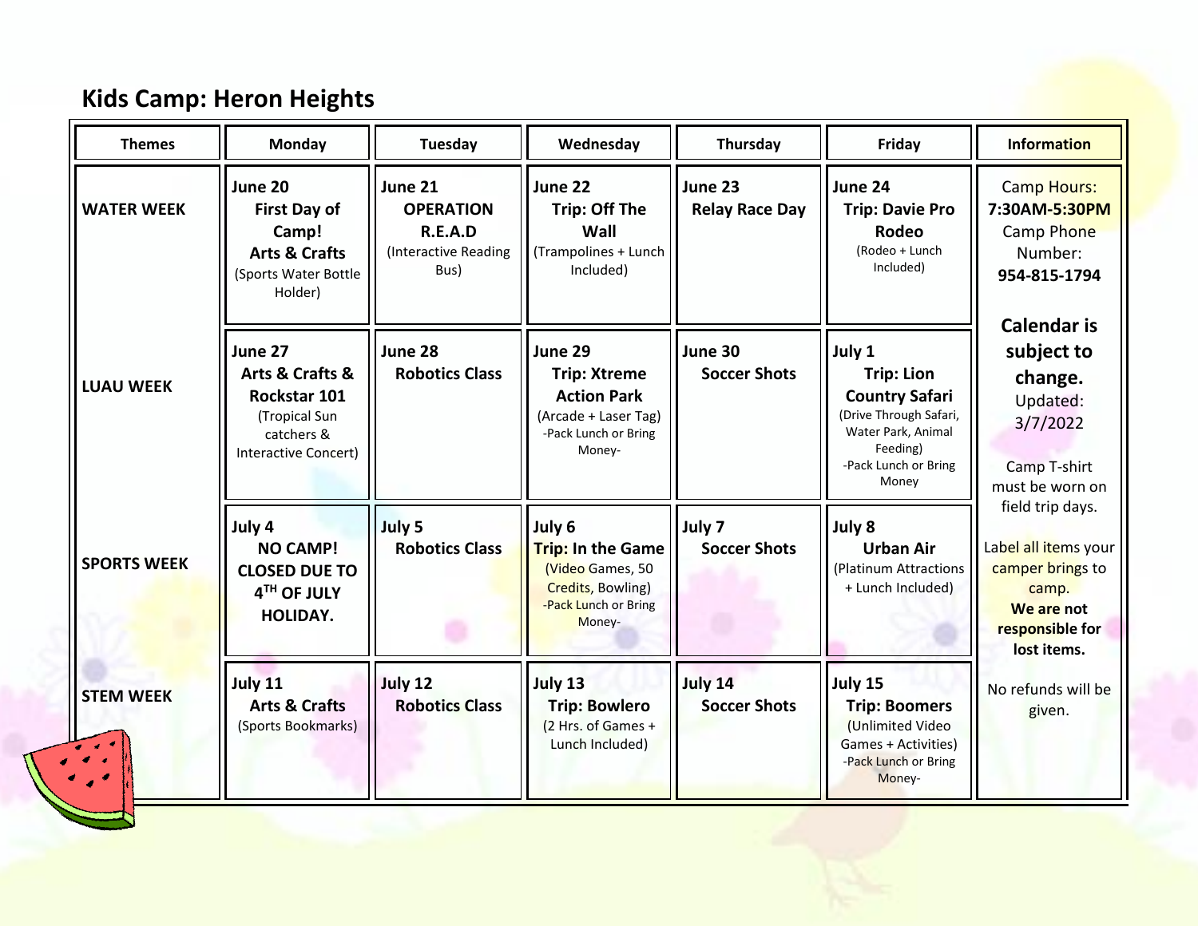## Kids Camp: Heron Heights

| Themes | Monday | Tuesday | Wednesday | Thursday | Friday | Information |
|---|---|---|---|---|---|---|
| WATER WEEK | **June 20** **First Day of Camp! Arts & Crafts** (Sports Water Bottle Holder) | **June 21** **OPERATION R.E.A.D** (Interactive Reading Bus) | **June 22** **Trip: Off The Wall** (Trampolines + Lunch Included) | **June 23** **Relay Race Day** | **June 24** **Trip: Davie Pro Rodeo** (Rodeo + Lunch Included) | Camp Hours: **7:30AM-5:30PM** Camp Phone Number: **954-815-1794** **Calendar is subject to change.** Updated: 3/7/2022 Camp T-shirt must be worn on field trip days. Label all items your camper brings to camp. **We are not responsible for lost items.** No refunds will be given. |
| LUAU WEEK | **June 27** **Arts & Crafts & Rockstar 101** (Tropical Sun catchers & Interactive Concert) | **June 28** **Robotics Class** | **June 29** **Trip: Xtreme Action Park** (Arcade + Laser Tag) -Pack Lunch or Bring Money- | **June 30** **Soccer Shots** | **July 1** **Trip: Lion Country Safari** (Drive Through Safari, Water Park, Animal Feeding) -Pack Lunch or Bring Money | |
| SPORTS WEEK | **July 4** **NO CAMP! CLOSED DUE TO 4TH OF JULY HOLIDAY.** | **July 5** **Robotics Class** | **July 6** **Trip: In the Game** (Video Games, 50 Credits, Bowling) -Pack Lunch or Bring Money- | **July 7** **Soccer Shots** | **July 8** **Urban Air** (Platinum Attractions + Lunch Included) | |
| STEM WEEK | **July 11** **Arts & Crafts** (Sports Bookmarks) | **July 12** **Robotics Class** | **July 13** **Trip: Bowlero** (2 Hrs. of Games + Lunch Included) | **July 14** **Soccer Shots** | **July 15** **Trip: Boomers** (Unlimited Video Games + Activities) -Pack Lunch or Bring Money- | |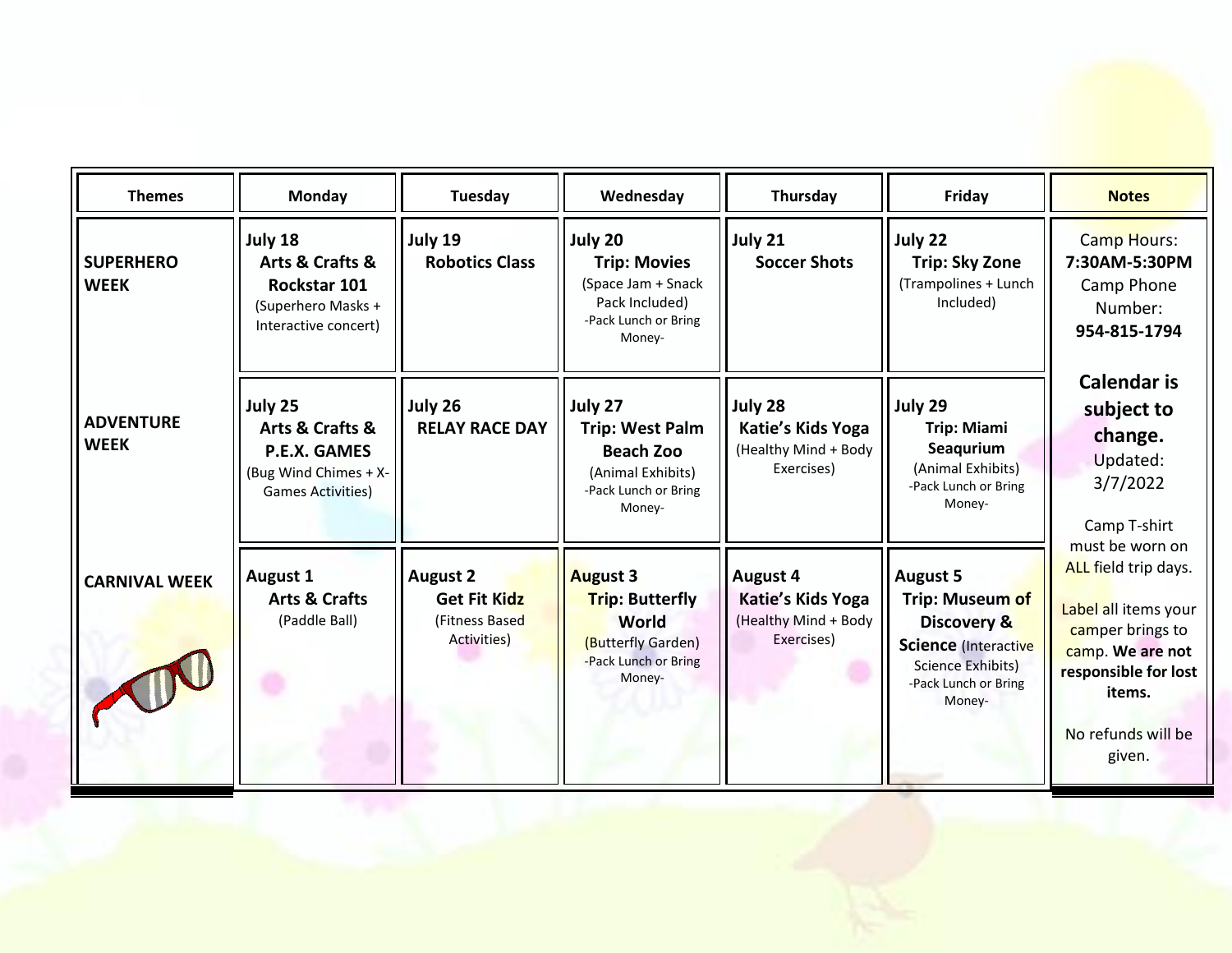| Themes | Monday | Tuesday | Wednesday | Thursday | Friday | Notes |
|---|---|---|---|---|---|---|
| **SUPERHERO WEEK** | **July 18** **Arts & Crafts & Rockstar 101** (Superhero Masks + Interactive concert) | **July 19** **Robotics Class** | **July 20** **Trip: Movies** (Space Jam + Snack Pack Included) -Pack Lunch or Bring Money- | **July 21** **Soccer Shots** | **July 22** **Trip: Sky Zone** (Trampolines + Lunch Included) | Camp Hours: **7:30AM-5:30PM** Camp Phone Number: **954-815-1794** |
| **ADVENTURE WEEK** | **July 25** **Arts & Crafts & P.E.X. GAMES** (Bug Wind Chimes + X-Games Activities) | **July 26** **RELAY RACE DAY** | **July 27** **Trip: West Palm Beach Zoo** (Animal Exhibits) -Pack Lunch or Bring Money- | **July 28** **Katie's Kids Yoga** (Healthy Mind + Body Exercises) | **July 29** **Trip: Miami Seaquarium** (Animal Exhibits) -Pack Lunch or Bring Money- | **Calendar is subject to change.** Updated: 3/7/2022 |
| **CARNIVAL WEEK** | **August 1** **Arts & Crafts** (Paddle Ball) | **August 2** **Get Fit Kidz** (Fitness Based Activities) | **August 3** **Trip: Butterfly World** (Butterfly Garden) -Pack Lunch or Bring Money- | **August 4** **Katie's Kids Yoga** (Healthy Mind + Body Exercises) | **August 5** **Trip: Museum of Discovery & Science** (Interactive Science Exhibits) -Pack Lunch or Bring Money- | Camp T-shirt must be worn on ALL field trip days. Label all items your camper brings to camp. **We are not responsible for lost items.** No refunds will be given. |